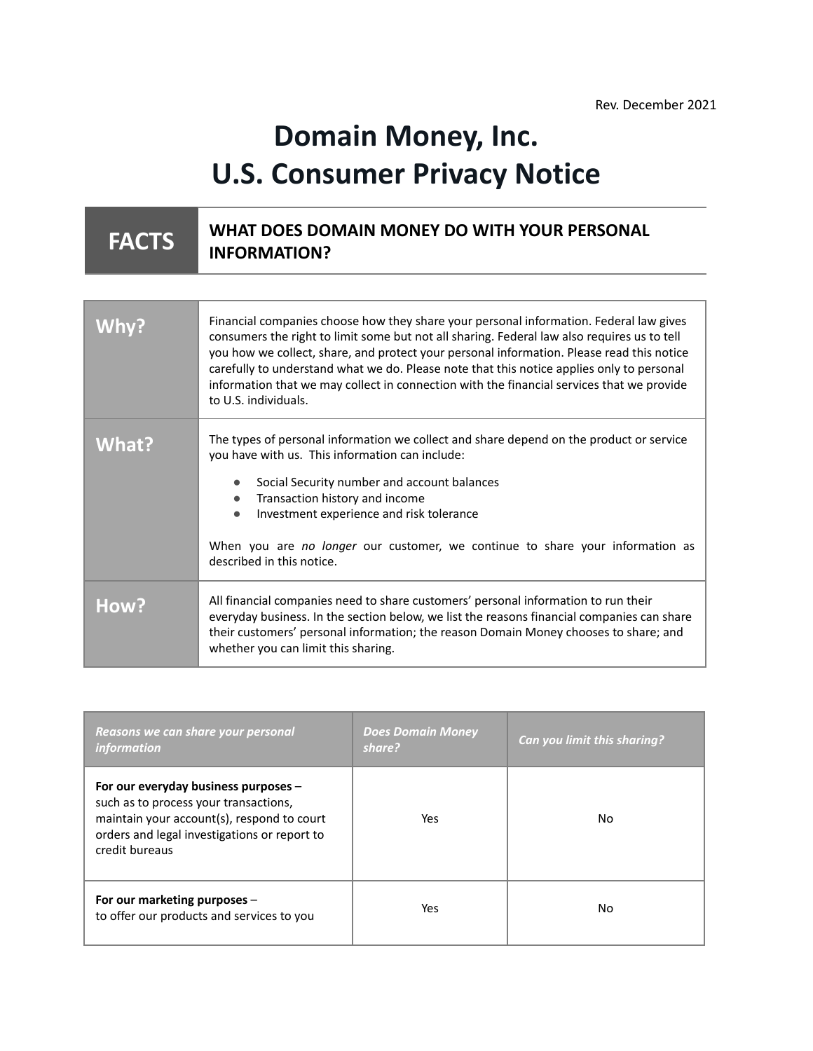Rev. December 2021

# Domain Money, Inc.
# U.S. Consumer Privacy Notice

| FACTS | WHAT DOES DOMAIN MONEY DO WITH YOUR PERSONAL INFORMATION? |
|---|---|

| | |
|---|---|
| **Why?** | Financial companies choose how they share your personal information. Federal law gives consumers the right to limit some but not all sharing. Federal law also requires us to tell you how we collect, share, and protect your personal information. Please read this notice carefully to understand what we do. Please note that this notice applies only to personal information that we may collect in connection with the financial services that we provide to U.S. individuals. |
| **What?** | The types of personal information we collect and share depend on the product or service you have with us. This information can include:<br>• Social Security number and account balances<br>• Transaction history and income<br>• Investment experience and risk tolerance<br><br>When you are *no longer* our customer, we continue to share your information as described in this notice. |
| **How?** | All financial companies need to share customers' personal information to run their everyday business. In the section below, we list the reasons financial companies can share their customers' personal information; the reason Domain Money chooses to share; and whether you can limit this sharing. |

| *Reasons we can share your personal information* | *Does Domain Money share?* | *Can you limit this sharing?* |
|---|---|---|
| **For our everyday business purposes** – such as to process your transactions, maintain your account(s), respond to court orders and legal investigations or report to credit bureaus | Yes | No |
| **For our marketing purposes** – to offer our products and services to you | Yes | No |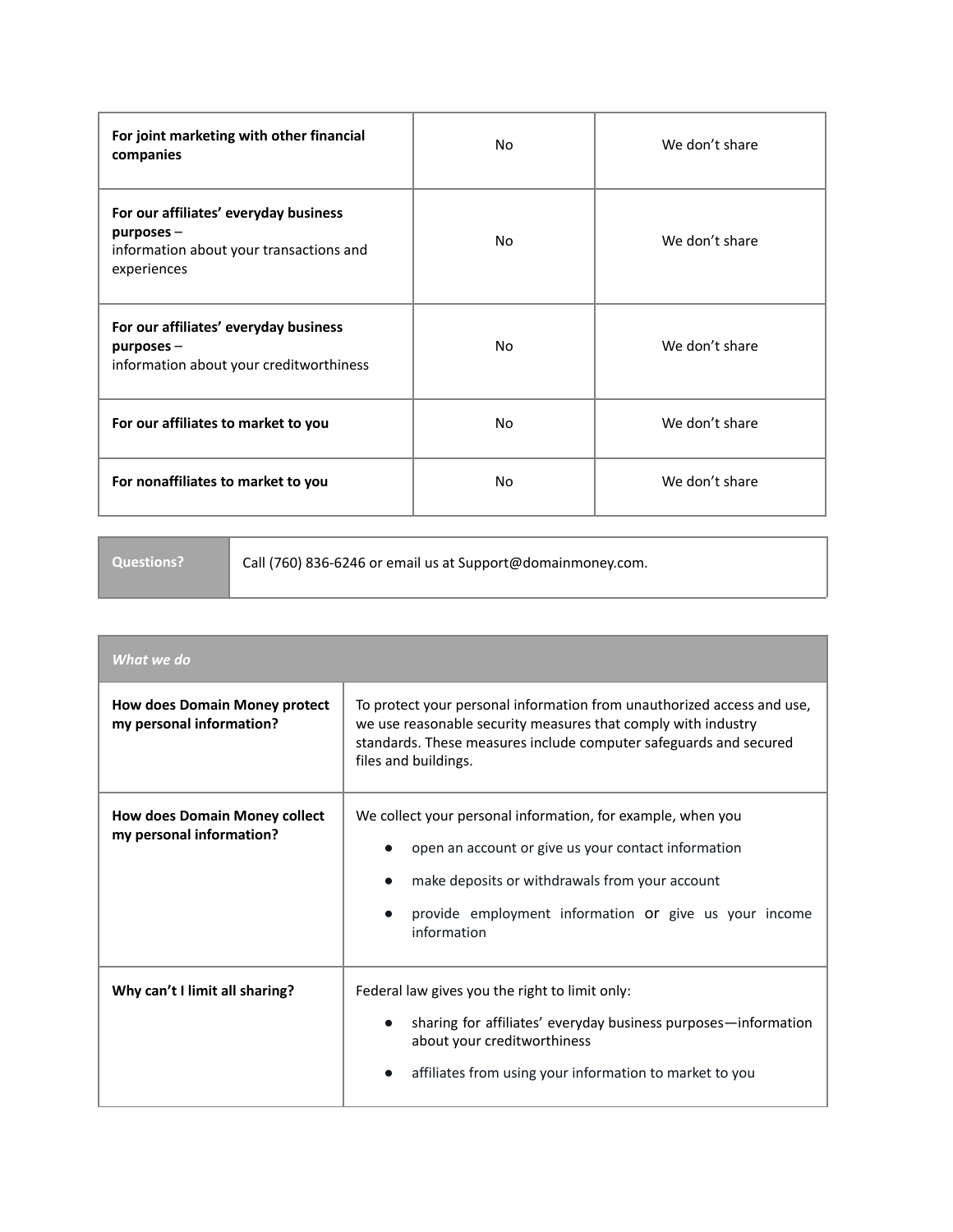| | | |
|---|---|---|
| **For joint marketing with other financial companies** | No | We don't share |
| **For our affiliates' everyday business purposes** – information about your transactions and experiences | No | We don't share |
| **For our affiliates' everyday business purposes** – information about your creditworthiness | No | We don't share |
| **For our affiliates to market to you** | No | We don't share |
| **For nonaffiliates to market to you** | No | We don't share |

| **Questions?** | Call (760) 836-6246 or email us at Support@domainmoney.com. |
|---|---|

| *What we do* | |
|---|---|
| **How does Domain Money protect my personal information?** | To protect your personal information from unauthorized access and use, we use reasonable security measures that comply with industry standards. These measures include computer safeguards and secured files and buildings. |
| **How does Domain Money collect my personal information?** | We collect your personal information, for example, when you<br>• open an account or give us your contact information<br>• make deposits or withdrawals from your account<br>• provide employment information or give us your income information |
| **Why can't I limit all sharing?** | Federal law gives you the right to limit only:<br>• sharing for affiliates' everyday business purposes—information about your creditworthiness<br>• affiliates from using your information to market to you |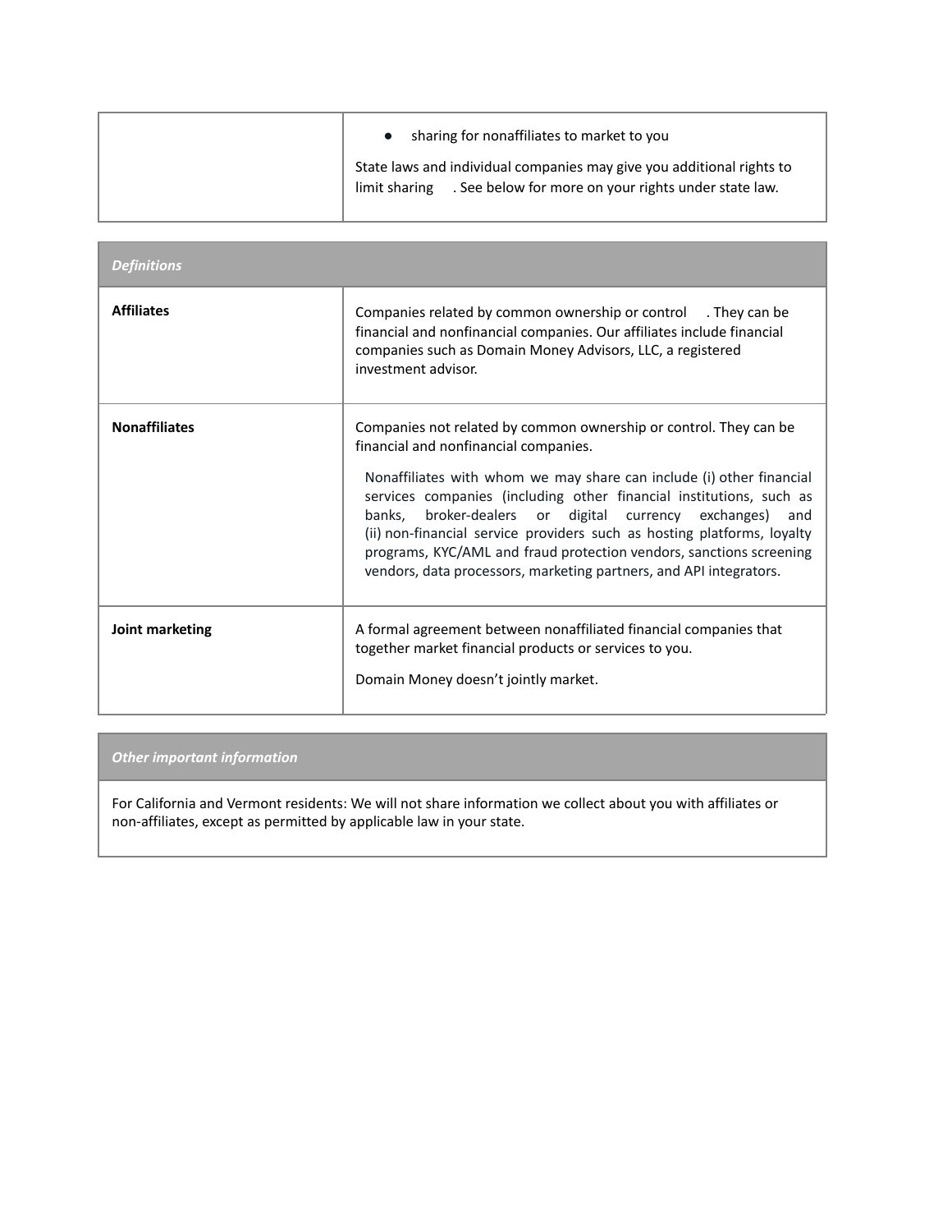| | |
|---|---|
| | • sharing for nonaffiliates to market to you<br><br>State laws and individual companies may give you additional rights to limit sharing . See below for more on your rights under state law. |

| *Definitions* | |
|---|---|
| **Affiliates** | Companies related by common ownership or control . They can be financial and nonfinancial companies. Our affiliates include financial companies such as Domain Money Advisors, LLC, a registered investment advisor. |
| **Nonaffiliates** | Companies not related by common ownership or control. They can be financial and nonfinancial companies.<br><br>Nonaffiliates with whom we may share can include (i) other financial services companies (including other financial institutions, such as banks, broker-dealers or digital currency exchanges) and (ii) non-financial service providers such as hosting platforms, loyalty programs, KYC/AML and fraud protection vendors, sanctions screening vendors, data processors, marketing partners, and API integrators. |
| **Joint marketing** | A formal agreement between nonaffiliated financial companies that together market financial products or services to you.<br><br>Domain Money doesn't jointly market. |

| *Other important information* |
|---|
| For California and Vermont residents: We will not share information we collect about you with affiliates or non-affiliates, except as permitted by applicable law in your state. |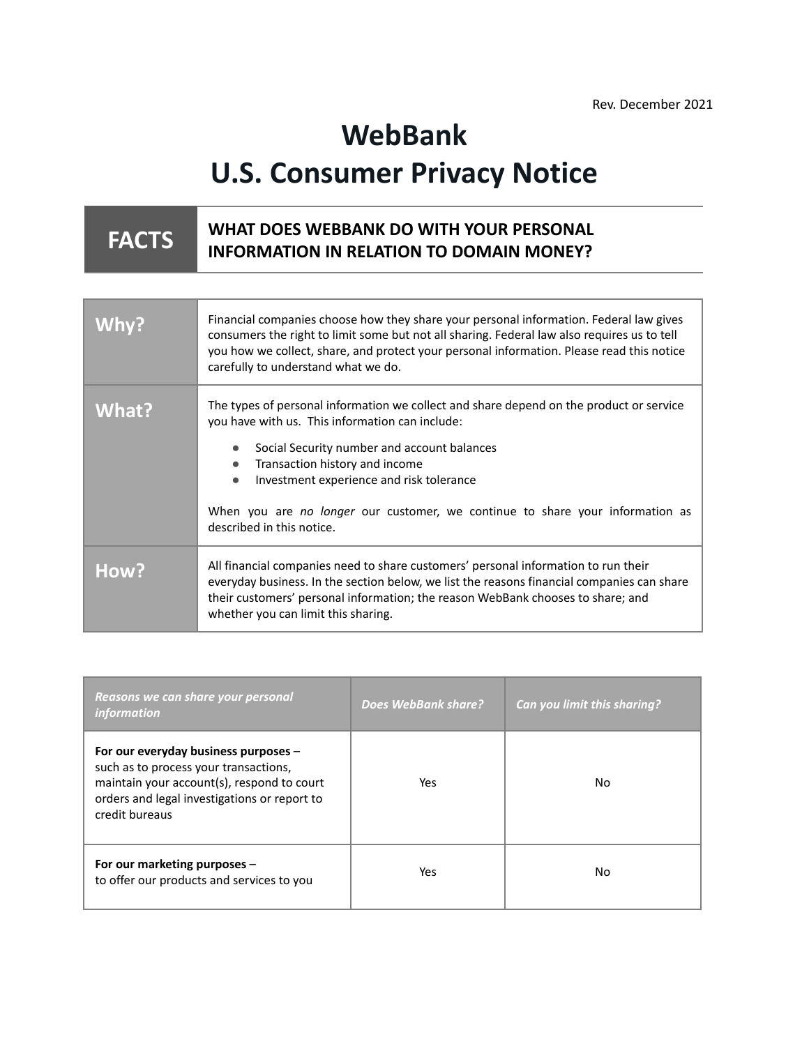Rev. December 2021

# WebBank
# U.S. Consumer Privacy Notice

| FACTS | WHAT DOES WEBBANK DO WITH YOUR PERSONAL INFORMATION IN RELATION TO DOMAIN MONEY? |
|---|---|

| | |
|---|---|
| **Why?** | Financial companies choose how they share your personal information. Federal law gives consumers the right to limit some but not all sharing. Federal law also requires us to tell you how we collect, share, and protect your personal information. Please read this notice carefully to understand what we do. |
| **What?** | The types of personal information we collect and share depend on the product or service you have with us. This information can include:<br>● Social Security number and account balances<br>● Transaction history and income<br>● Investment experience and risk tolerance<br><br>When you are *no longer* our customer, we continue to share your information as described in this notice. |
| **How?** | All financial companies need to share customers' personal information to run their everyday business. In the section below, we list the reasons financial companies can share their customers' personal information; the reason WebBank chooses to share; and whether you can limit this sharing. |

| *Reasons we can share your personal information* | *Does WebBank share?* | *Can you limit this sharing?* |
|---|---|---|
| **For our everyday business purposes** – such as to process your transactions, maintain your account(s), respond to court orders and legal investigations or report to credit bureaus | Yes | No |
| **For our marketing purposes** – to offer our products and services to you | Yes | No |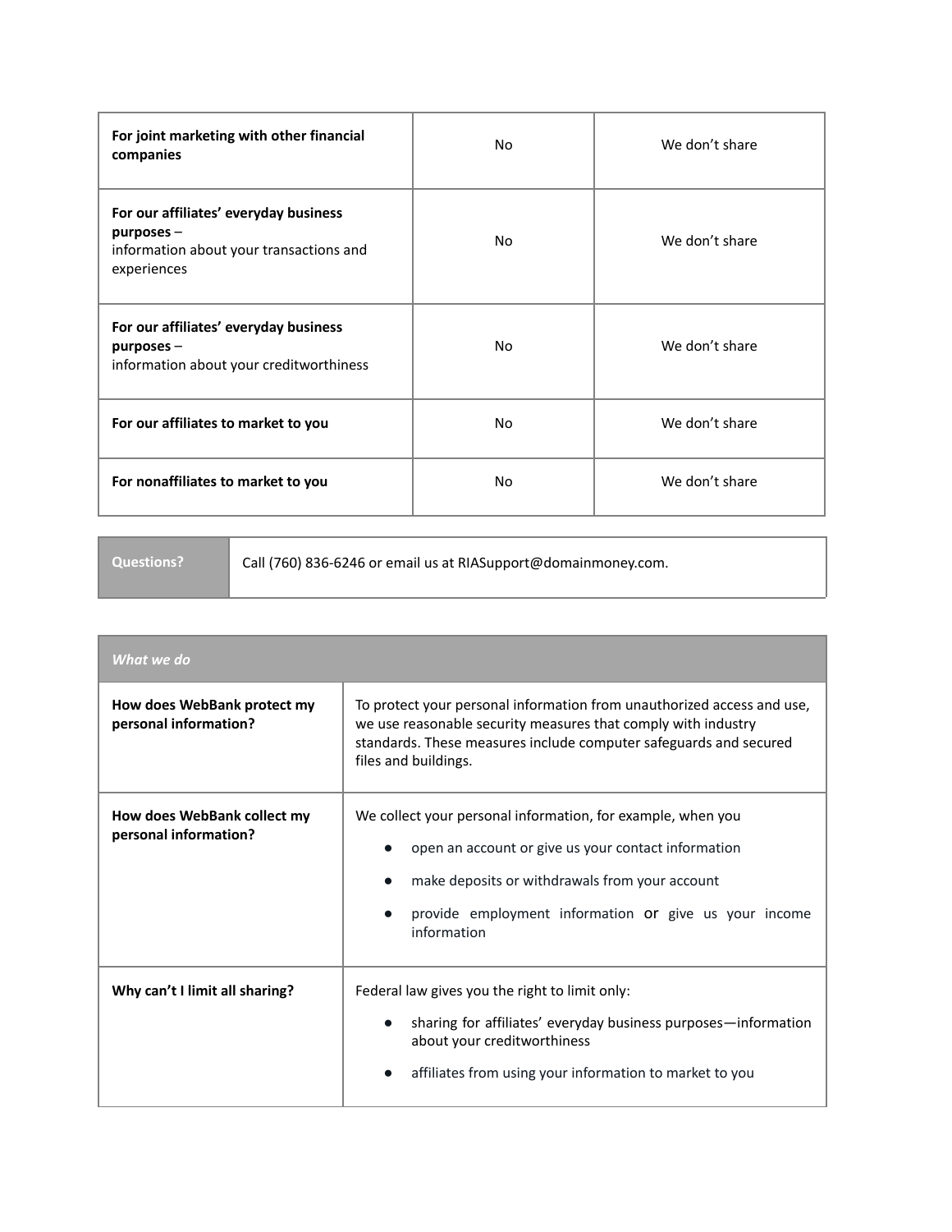| | | |
|---|---|---|
| **For joint marketing with other financial companies** | No | We don't share |
| **For our affiliates' everyday business purposes** – information about your transactions and experiences | No | We don't share |
| **For our affiliates' everyday business purposes** – information about your creditworthiness | No | We don't share |
| **For our affiliates to market to you** | No | We don't share |
| **For nonaffiliates to market to you** | No | We don't share |

| **Questions?** | Call (760) 836-6246 or email us at RIASupport@domainmoney.com. |
|---|---|

| ***What we do*** | |
|---|---|
| **How does WebBank protect my personal information?** | To protect your personal information from unauthorized access and use, we use reasonable security measures that comply with industry standards. These measures include computer safeguards and secured files and buildings. |
| **How does WebBank collect my personal information?** | We collect your personal information, for example, when you<br>• open an account or give us your contact information<br>• make deposits or withdrawals from your account<br>• provide employment information or give us your income information |
| **Why can't I limit all sharing?** | Federal law gives you the right to limit only:<br>• sharing for affiliates' everyday business purposes—information about your creditworthiness<br>• affiliates from using your information to market to you |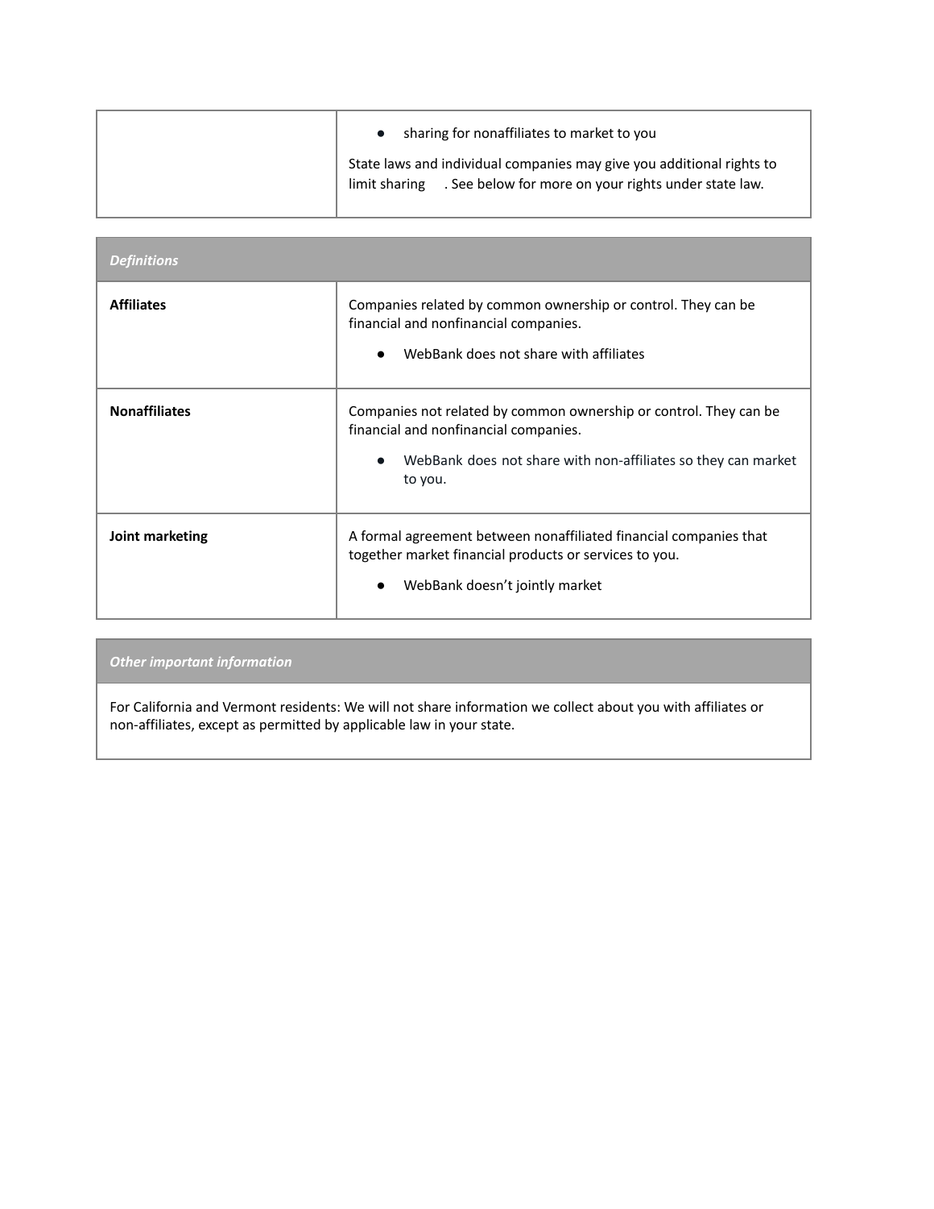| | |
|---|---|
| | • sharing for nonaffiliates to market to you<br><br>State laws and individual companies may give you additional rights to limit sharing . See below for more on your rights under state law. |

| *Definitions* | |
|---|---|
| **Affiliates** | Companies related by common ownership or control. They can be financial and nonfinancial companies.<br><br>• WebBank does not share with affiliates |
| **Nonaffiliates** | Companies not related by common ownership or control. They can be financial and nonfinancial companies.<br><br>• WebBank does not share with non-affiliates so they can market to you. |
| **Joint marketing** | A formal agreement between nonaffiliated financial companies that together market financial products or services to you.<br><br>• WebBank doesn't jointly market |

| *Other important information* |
|---|
| For California and Vermont residents: We will not share information we collect about you with affiliates or non-affiliates, except as permitted by applicable law in your state. |